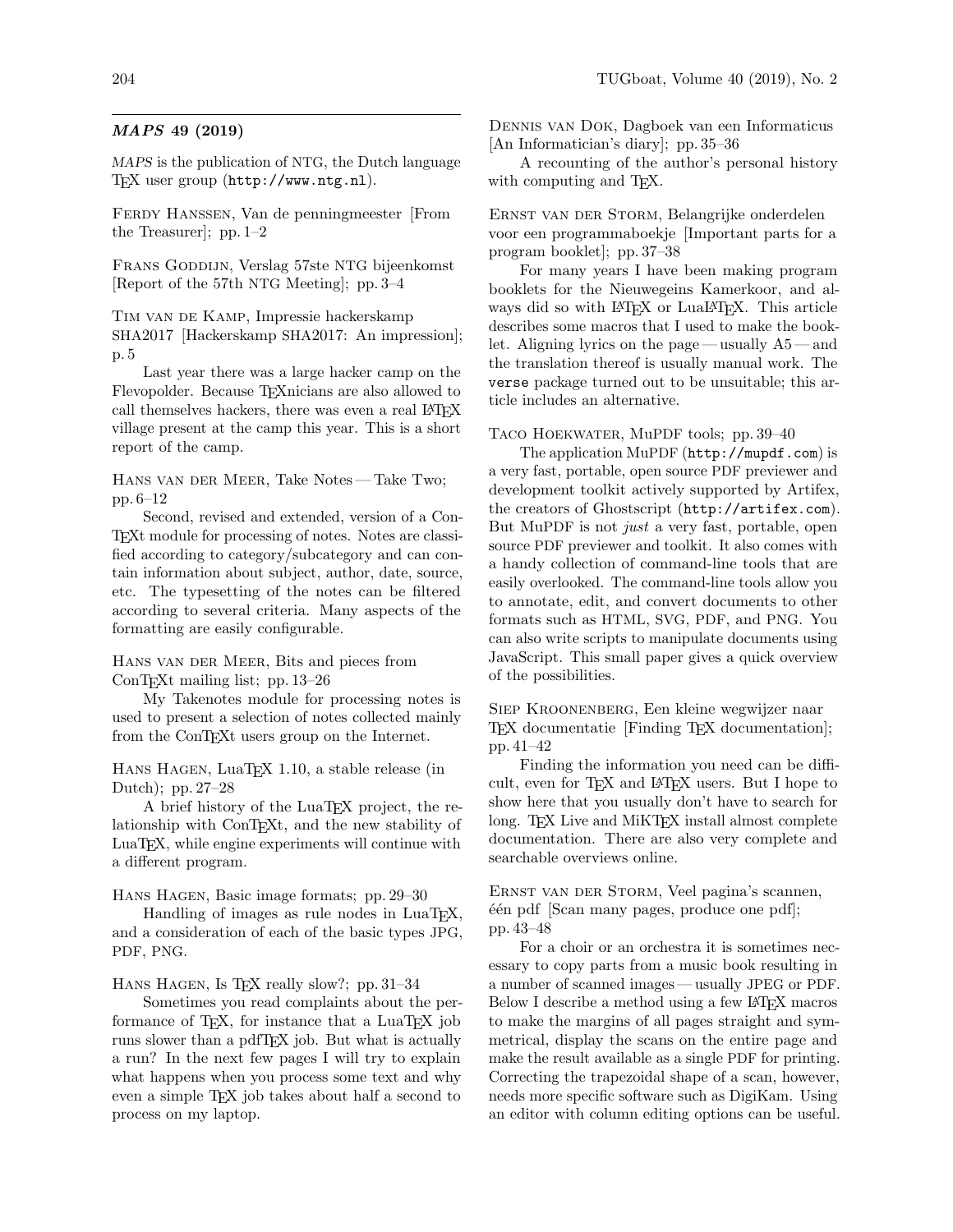## *MAPS* 49 (2019)

*MAPS* is the publication of NTG, the Dutch language TeX user group (http://www.ntg.nl).

Ferdy Hanssen, Van de penningmeester [From the Treasurer]; pp. 1–2

Frans Goddijn, Verslag 57ste NTG bijeenkomst [Report of the 57th NTG Meeting]; pp. 3–4

Tim van de Kamp, Impressie hackerskamp SHA2017 [Hackerskamp SHA2017: An impression]; p. 5

Last year there was a large hacker camp on the Flevopolder. Because TeXnicians are also allowed to call themselves hackers, there was even a real LaTeX village present at the camp this year. This is a short report of the camp.

Hans van der Meer, Take Notes — Take Two; pp. 6–12

Second, revised and extended, version of a ConTeXt module for processing of notes. Notes are classified according to category/subcategory and can contain information about subject, author, date, source, etc. The typesetting of the notes can be filtered according to several criteria. Many aspects of the formatting are easily configurable.

Hans van der Meer, Bits and pieces from ConTeXt mailing list; pp. 13–26

My Takenotes module for processing notes is used to present a selection of notes collected mainly from the ConTeXt users group on the Internet.

Hans Hagen, LuaTeX 1.10, a stable release (in Dutch); pp. 27–28

A brief history of the LuaTeX project, the relationship with ConTeXt, and the new stability of LuaTeX, while engine experiments will continue with a different program.

Hans Hagen, Basic image formats; pp. 29–30

Handling of images as rule nodes in LuaTeX, and a consideration of each of the basic types JPG, PDF, PNG.

Hans Hagen, Is TeX really slow?; pp. 31–34

Sometimes you read complaints about the performance of TeX, for instance that a LuaTeX job runs slower than a pdfTeX job. But what is actually a run? In the next few pages I will try to explain what happens when you process some text and why even a simple TeX job takes about half a second to process on my laptop.

Dennis van Dok, Dagboek van een Informaticus [An Informatician's diary]; pp. 35–36

A recounting of the author's personal history with computing and TeX.

Ernst van der Storm, Belangrijke onderdelen voor een programmaboekje [Important parts for a program booklet]; pp. 37–38

For many years I have been making program booklets for the Nieuwegeins Kamerkoor, and always did so with LaTeX or LuaLaTeX. This article describes some macros that I used to make the booklet. Aligning lyrics on the page — usually A5 — and the translation thereof is usually manual work. The `verse` package turned out to be unsuitable; this article includes an alternative.

Taco Hoekwater, MuPDF tools; pp. 39–40

The application MuPDF (http://mupdf.com) is a very fast, portable, open source PDF previewer and development toolkit actively supported by Artifex, the creators of Ghostscript (http://artifex.com). But MuPDF is not *just* a very fast, portable, open source PDF previewer and toolkit. It also comes with a handy collection of command-line tools that are easily overlooked. The command-line tools allow you to annotate, edit, and convert documents to other formats such as HTML, SVG, PDF, and PNG. You can also write scripts to manipulate documents using JavaScript. This small paper gives a quick overview of the possibilities.

Siep Kroonenberg, Een kleine wegwijzer naar TeX documentatie [Finding TeX documentation]; pp. 41–42

Finding the information you need can be difficult, even for TeX and LaTeX users. But I hope to show here that you usually don't have to search for long. TeX Live and MiKTeX install almost complete documentation. There are also very complete and searchable overviews online.

Ernst van der Storm, Veel pagina's scannen, één pdf [Scan many pages, produce one pdf]; pp. 43–48

For a choir or an orchestra it is sometimes necessary to copy parts from a music book resulting in a number of scanned images — usually JPEG or PDF. Below I describe a method using a few LaTeX macros to make the margins of all pages straight and symmetrical, display the scans on the entire page and make the result available as a single PDF for printing. Correcting the trapezoidal shape of a scan, however, needs more specific software such as DigiKam. Using an editor with column editing options can be useful.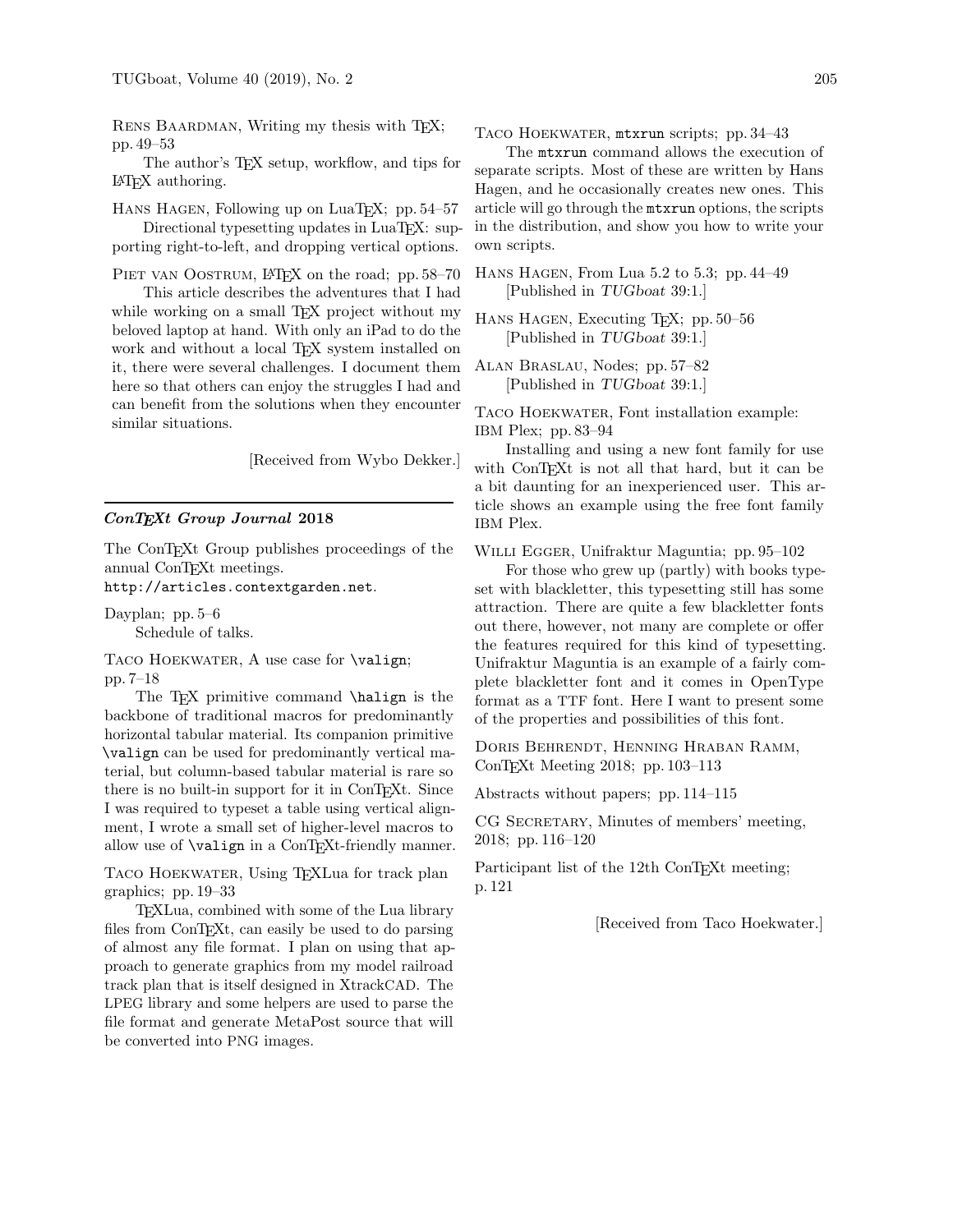Rens Baardman, Writing my thesis with TeX; pp. 49–53

The author's TeX setup, workflow, and tips for LaTeX authoring.

Hans Hagen, Following up on LuaTeX; pp. 54–57

Directional typesetting updates in LuaTeX: supporting right-to-left, and dropping vertical options.

Piet van Oostrum, LaTeX on the road; pp. 58–70

This article describes the adventures that I had while working on a small TeX project without my beloved laptop at hand. With only an iPad to do the work and without a local TeX system installed on it, there were several challenges. I document them here so that others can enjoy the struggles I had and can benefit from the solutions when they encounter similar situations.

[Received from Wybo Dekker.]

## *ConTeXt Group Journal* 2018

The ConTeXt Group publishes proceedings of the annual ConTeXt meetings.
`http://articles.contextgarden.net`.

Dayplan; pp. 5–6

Schedule of talks.

Taco Hoekwater, A use case for `\valign`; pp. 7–18

The TeX primitive command `\halign` is the backbone of traditional macros for predominantly horizontal tabular material. Its companion primitive `\valign` can be used for predominantly vertical material, but column-based tabular material is rare so there is no built-in support for it in ConTeXt. Since I was required to typeset a table using vertical alignment, I wrote a small set of higher-level macros to allow use of `\valign` in a ConTeXt-friendly manner.

Taco Hoekwater, Using TeXLua for track plan graphics; pp. 19–33

TeXLua, combined with some of the Lua library files from ConTeXt, can easily be used to do parsing of almost any file format. I plan on using that approach to generate graphics from my model railroad track plan that is itself designed in XtrackCAD. The LPEG library and some helpers are used to parse the file format and generate MetaPost source that will be converted into PNG images.

Taco Hoekwater, `mtxrun` scripts; pp. 34–43

The `mtxrun` command allows the execution of separate scripts. Most of these are written by Hans Hagen, and he occasionally creates new ones. This article will go through the `mtxrun` options, the scripts in the distribution, and show you how to write your own scripts.

Hans Hagen, From Lua 5.2 to 5.3; pp. 44–49

[Published in *TUGboat* 39:1.]

Hans Hagen, Executing TeX; pp. 50–56

[Published in *TUGboat* 39:1.]

Alan Braslau, Nodes; pp. 57–82

[Published in *TUGboat* 39:1.]

Taco Hoekwater, Font installation example: IBM Plex; pp. 83–94

Installing and using a new font family for use with ConTeXt is not all that hard, but it can be a bit daunting for an inexperienced user. This article shows an example using the free font family IBM Plex.

Willi Egger, Unifraktur Maguntia; pp. 95–102

For those who grew up (partly) with books typeset with blackletter, this typesetting still has some attraction. There are quite a few blackletter fonts out there, however, not many are complete or offer the features required for this kind of typesetting. Unifraktur Maguntia is an example of a fairly complete blackletter font and it comes in OpenType format as a TTF font. Here I want to present some of the properties and possibilities of this font.

Doris Behrendt, Henning Hraban Ramm, ConTeXt Meeting 2018; pp. 103–113

Abstracts without papers; pp. 114–115

CG Secretary, Minutes of members' meeting, 2018; pp. 116–120

Participant list of the 12th ConTeXt meeting; p. 121

[Received from Taco Hoekwater.]